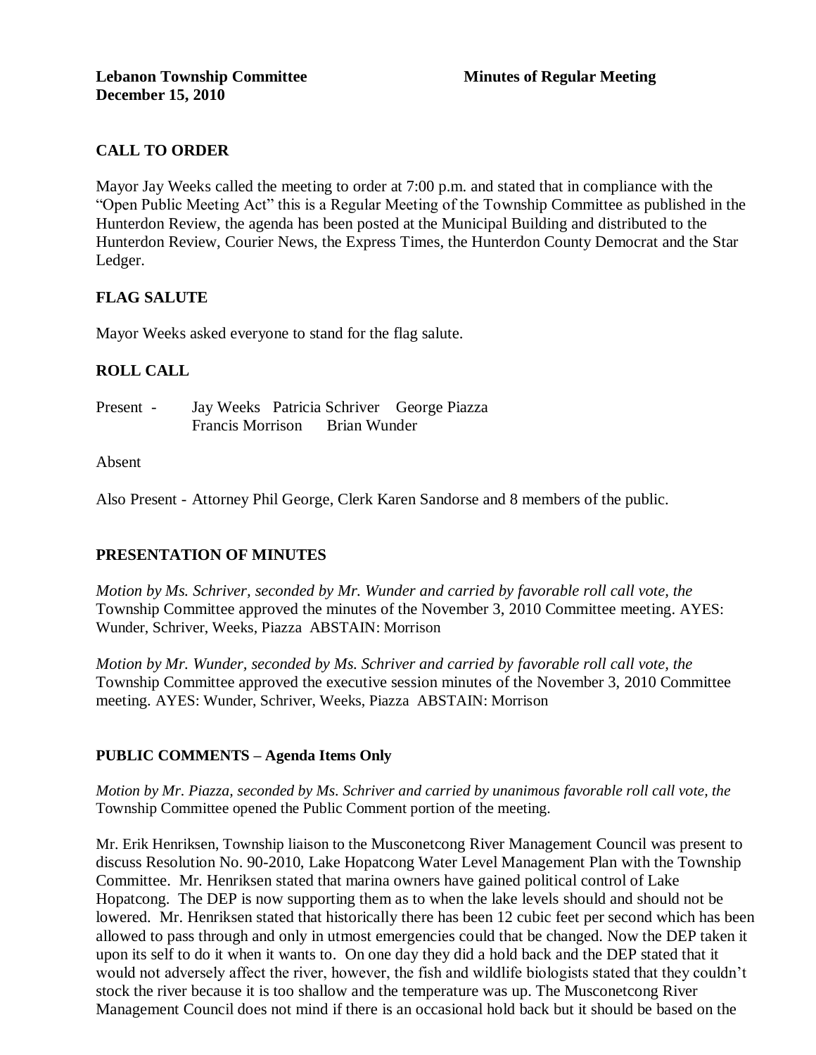**Lebanon Township Committee** **Minutes of Regular Meeting**
**December 15, 2010**

## CALL TO ORDER

Mayor Jay Weeks called the meeting to order at 7:00 p.m. and stated that in compliance with the "Open Public Meeting Act" this is a Regular Meeting of the Township Committee as published in the Hunterdon Review, the agenda has been posted at the Municipal Building and distributed to the Hunterdon Review, Courier News, the Express Times, the Hunterdon County Democrat and the Star Ledger.

## FLAG SALUTE

Mayor Weeks asked everyone to stand for the flag salute.

## ROLL CALL

Present - Jay Weeks Patricia Schriver George Piazza
Francis Morrison Brian Wunder

Absent

Also Present - Attorney Phil George, Clerk Karen Sandorse and 8 members of the public.

## PRESENTATION OF MINUTES

*Motion by Ms. Schriver, seconded by Mr. Wunder and carried by favorable roll call vote, the* Township Committee approved the minutes of the November 3, 2010 Committee meeting. AYES: Wunder, Schriver, Weeks, Piazza ABSTAIN: Morrison

*Motion by Mr. Wunder, seconded by Ms. Schriver and carried by favorable roll call vote, the* Township Committee approved the executive session minutes of the November 3, 2010 Committee meeting. AYES: Wunder, Schriver, Weeks, Piazza ABSTAIN: Morrison

## PUBLIC COMMENTS – Agenda Items Only

*Motion by Mr. Piazza, seconded by Ms. Schriver and carried by unanimous favorable roll call vote, the* Township Committee opened the Public Comment portion of the meeting.

Mr. Erik Henriksen, Township liaison to the Musconetcong River Management Council was present to discuss Resolution No. 90-2010, Lake Hopatcong Water Level Management Plan with the Township Committee. Mr. Henriksen stated that marina owners have gained political control of Lake Hopatcong. The DEP is now supporting them as to when the lake levels should and should not be lowered. Mr. Henriksen stated that historically there has been 12 cubic feet per second which has been allowed to pass through and only in utmost emergencies could that be changed. Now the DEP taken it upon its self to do it when it wants to. On one day they did a hold back and the DEP stated that it would not adversely affect the river, however, the fish and wildlife biologists stated that they couldn't stock the river because it is too shallow and the temperature was up. The Musconetcong River Management Council does not mind if there is an occasional hold back but it should be based on the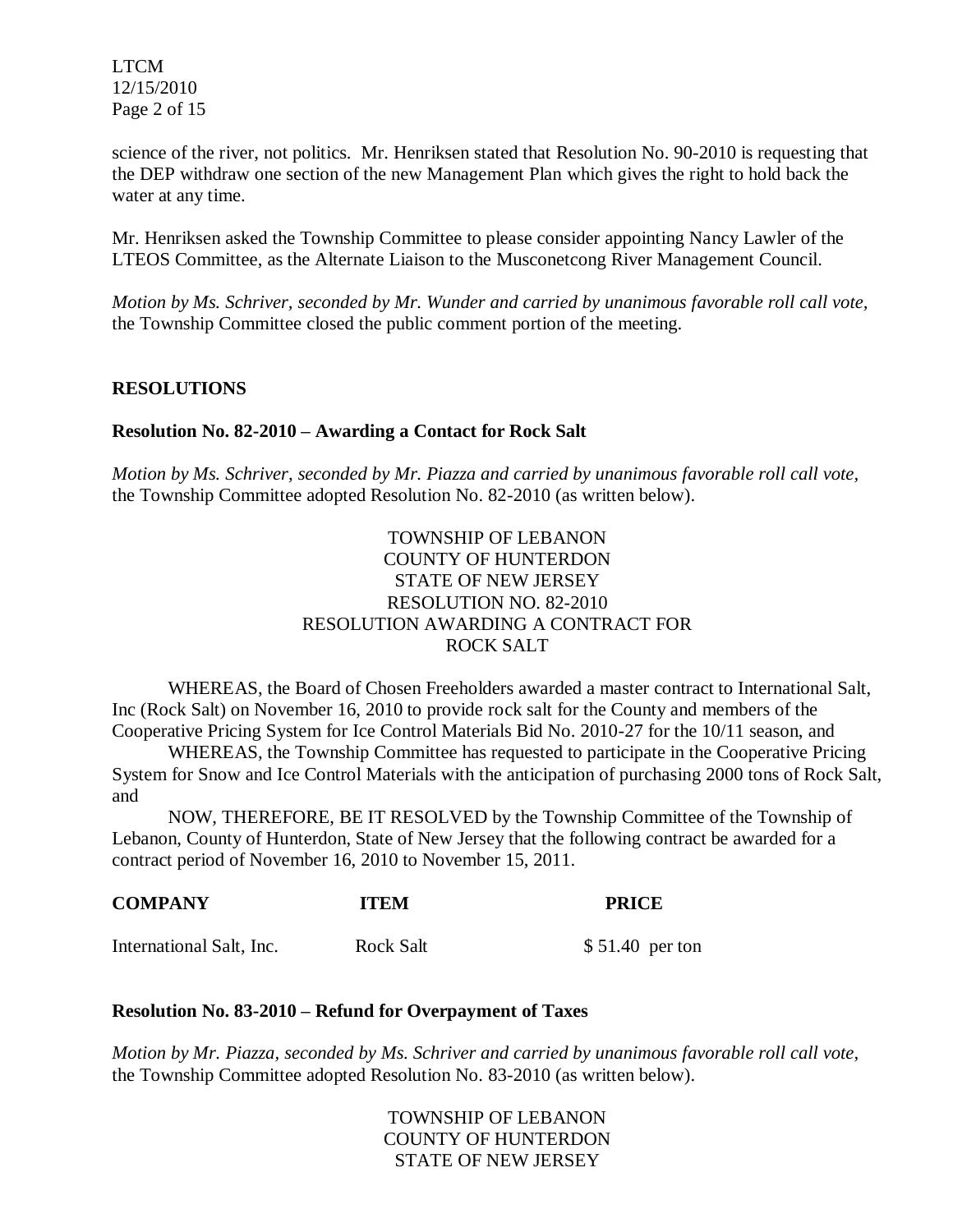science of the river, not politics. Mr. Henriksen stated that Resolution No. 90-2010 is requesting that the DEP withdraw one section of the new Management Plan which gives the right to hold back the water at any time.

Mr. Henriksen asked the Township Committee to please consider appointing Nancy Lawler of the LTEOS Committee, as the Alternate Liaison to the Musconetcong River Management Council.

*Motion by Ms. Schriver, seconded by Mr. Wunder and carried by unanimous favorable roll call vote,* the Township Committee closed the public comment portion of the meeting.

## RESOLUTIONS

### Resolution No. 82-2010 – Awarding a Contact for Rock Salt

*Motion by Ms. Schriver, seconded by Mr. Piazza and carried by unanimous favorable roll call vote,* the Township Committee adopted Resolution No. 82-2010 (as written below).

TOWNSHIP OF LEBANON
COUNTY OF HUNTERDON
STATE OF NEW JERSEY
RESOLUTION NO. 82-2010
RESOLUTION AWARDING A CONTRACT FOR
ROCK SALT

WHEREAS, the Board of Chosen Freeholders awarded a master contract to International Salt, Inc (Rock Salt) on November 16, 2010 to provide rock salt for the County and members of the Cooperative Pricing System for Ice Control Materials Bid No. 2010-27 for the 10/11 season, and

WHEREAS, the Township Committee has requested to participate in the Cooperative Pricing System for Snow and Ice Control Materials with the anticipation of purchasing 2000 tons of Rock Salt, and

NOW, THEREFORE, BE IT RESOLVED by the Township Committee of the Township of Lebanon, County of Hunterdon, State of New Jersey that the following contract be awarded for a contract period of November 16, 2010 to November 15, 2011.

| COMPANY | ITEM | PRICE |
|---|---|---|
| International Salt, Inc. | Rock Salt | $ 51.40 per ton |

### Resolution No. 83-2010 – Refund for Overpayment of Taxes

*Motion by Mr. Piazza, seconded by Ms. Schriver and carried by unanimous favorable roll call vote,* the Township Committee adopted Resolution No. 83-2010 (as written below).

TOWNSHIP OF LEBANON
COUNTY OF HUNTERDON
STATE OF NEW JERSEY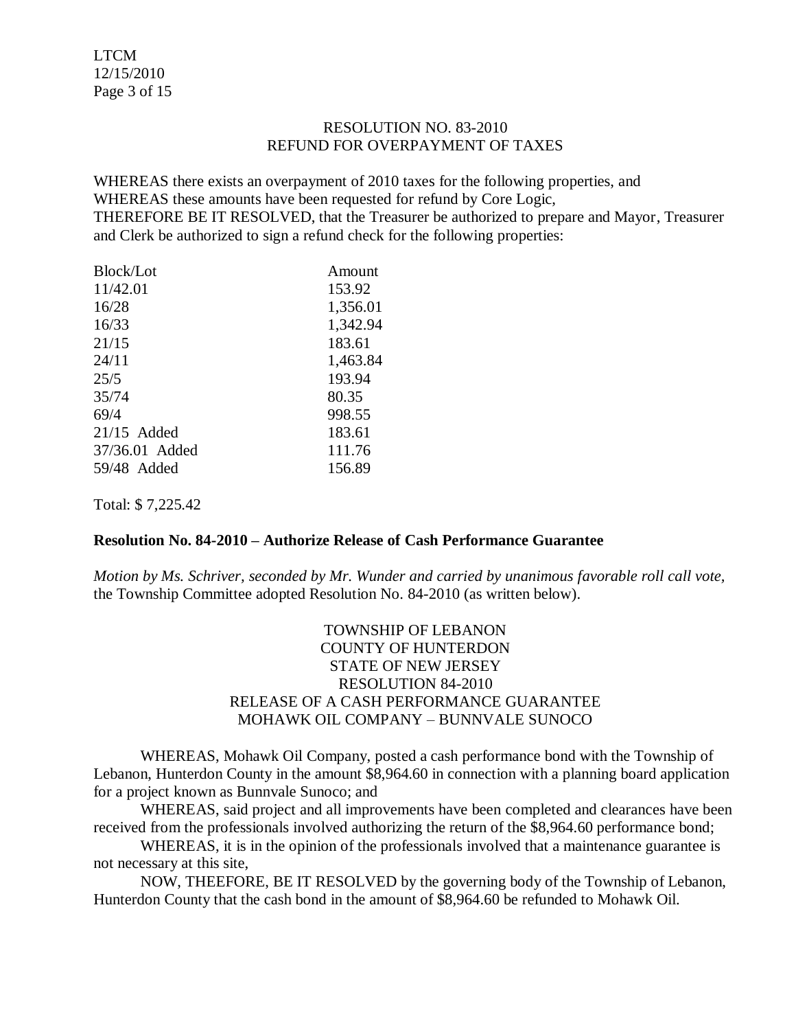RESOLUTION NO. 83-2010
REFUND FOR OVERPAYMENT OF TAXES

WHEREAS there exists an overpayment of 2010 taxes for the following properties, and
WHEREAS these amounts have been requested for refund by Core Logic,
THEREFORE BE IT RESOLVED, that the Treasurer be authorized to prepare and Mayor, Treasurer and Clerk be authorized to sign a refund check for the following properties:

| Block/Lot | Amount |
|---|---|
| 11/42.01 | 153.92 |
| 16/28 | 1,356.01 |
| 16/33 | 1,342.94 |
| 21/15 | 183.61 |
| 24/11 | 1,463.84 |
| 25/5 | 193.94 |
| 35/74 | 80.35 |
| 69/4 | 998.55 |
| 21/15 Added | 183.61 |
| 37/36.01 Added | 111.76 |
| 59/48 Added | 156.89 |

Total: $ 7,225.42

**Resolution No. 84-2010 – Authorize Release of Cash Performance Guarantee**

*Motion by Ms. Schriver, seconded by Mr. Wunder and carried by unanimous favorable roll call vote,* the Township Committee adopted Resolution No. 84-2010 (as written below).

TOWNSHIP OF LEBANON
COUNTY OF HUNTERDON
STATE OF NEW JERSEY
RESOLUTION 84-2010
RELEASE OF A CASH PERFORMANCE GUARANTEE
MOHAWK OIL COMPANY – BUNNVALE SUNOCO

WHEREAS, Mohawk Oil Company, posted a cash performance bond with the Township of Lebanon, Hunterdon County in the amount $8,964.60 in connection with a planning board application for a project known as Bunnvale Sunoco; and

WHEREAS, said project and all improvements have been completed and clearances have been received from the professionals involved authorizing the return of the $8,964.60 performance bond;

WHEREAS, it is in the opinion of the professionals involved that a maintenance guarantee is not necessary at this site,

NOW, THEEFORE, BE IT RESOLVED by the governing body of the Township of Lebanon, Hunterdon County that the cash bond in the amount of $8,964.60 be refunded to Mohawk Oil.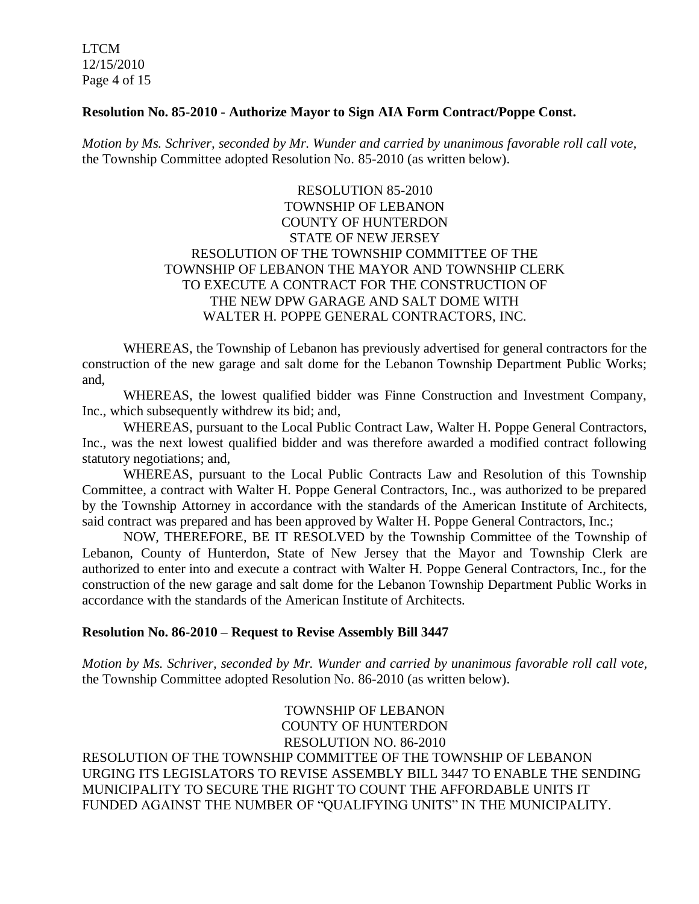**Resolution No. 85-2010 - Authorize Mayor to Sign AIA Form Contract/Poppe Const.**

*Motion by Ms. Schriver, seconded by Mr. Wunder and carried by unanimous favorable roll call vote,* the Township Committee adopted Resolution No. 85-2010 (as written below).

RESOLUTION 85-2010
TOWNSHIP OF LEBANON
COUNTY OF HUNTERDON
STATE OF NEW JERSEY
RESOLUTION OF THE TOWNSHIP COMMITTEE OF THE TOWNSHIP OF LEBANON THE MAYOR AND TOWNSHIP CLERK TO EXECUTE A CONTRACT FOR THE CONSTRUCTION OF THE NEW DPW GARAGE AND SALT DOME WITH WALTER H. POPPE GENERAL CONTRACTORS, INC.

WHEREAS, the Township of Lebanon has previously advertised for general contractors for the construction of the new garage and salt dome for the Lebanon Township Department Public Works; and,

WHEREAS, the lowest qualified bidder was Finne Construction and Investment Company, Inc., which subsequently withdrew its bid; and,

WHEREAS, pursuant to the Local Public Contract Law, Walter H. Poppe General Contractors, Inc., was the next lowest qualified bidder and was therefore awarded a modified contract following statutory negotiations; and,

WHEREAS, pursuant to the Local Public Contracts Law and Resolution of this Township Committee, a contract with Walter H. Poppe General Contractors, Inc., was authorized to be prepared by the Township Attorney in accordance with the standards of the American Institute of Architects, said contract was prepared and has been approved by Walter H. Poppe General Contractors, Inc.;

NOW, THEREFORE, BE IT RESOLVED by the Township Committee of the Township of Lebanon, County of Hunterdon, State of New Jersey that the Mayor and Township Clerk are authorized to enter into and execute a contract with Walter H. Poppe General Contractors, Inc., for the construction of the new garage and salt dome for the Lebanon Township Department Public Works in accordance with the standards of the American Institute of Architects.

**Resolution No. 86-2010 – Request to Revise Assembly Bill 3447**

*Motion by Ms. Schriver, seconded by Mr. Wunder and carried by unanimous favorable roll call vote,* the Township Committee adopted Resolution No. 86-2010 (as written below).

TOWNSHIP OF LEBANON
COUNTY OF HUNTERDON
RESOLUTION NO. 86-2010

RESOLUTION OF THE TOWNSHIP COMMITTEE OF THE TOWNSHIP OF LEBANON URGING ITS LEGISLATORS TO REVISE ASSEMBLY BILL 3447 TO ENABLE THE SENDING MUNICIPALITY TO SECURE THE RIGHT TO COUNT THE AFFORDABLE UNITS IT FUNDED AGAINST THE NUMBER OF "QUALIFYING UNITS" IN THE MUNICIPALITY.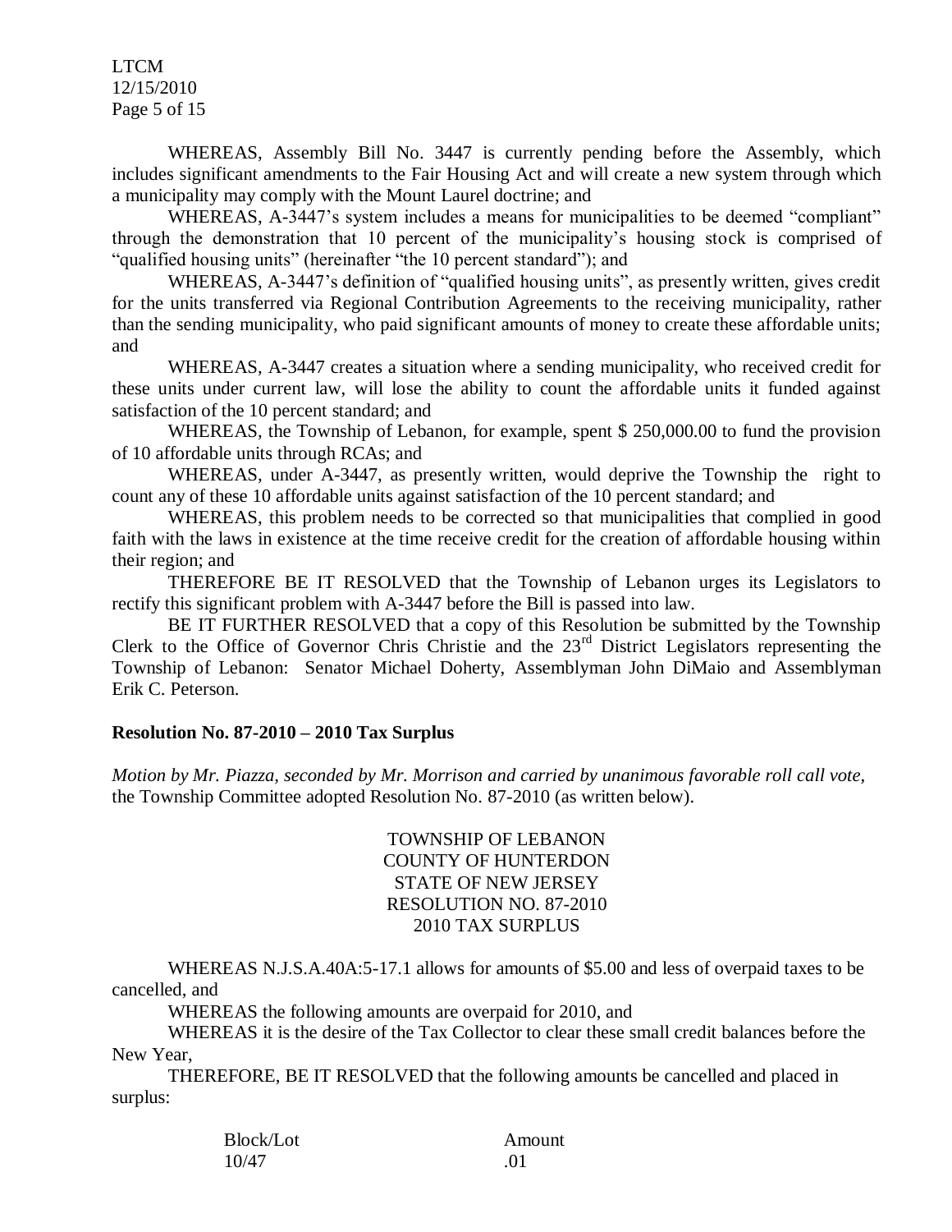WHEREAS, Assembly Bill No. 3447 is currently pending before the Assembly, which includes significant amendments to the Fair Housing Act and will create a new system through which a municipality may comply with the Mount Laurel doctrine; and

WHEREAS, A-3447's system includes a means for municipalities to be deemed "compliant" through the demonstration that 10 percent of the municipality's housing stock is comprised of "qualified housing units" (hereinafter "the 10 percent standard"); and

WHEREAS, A-3447's definition of "qualified housing units", as presently written, gives credit for the units transferred via Regional Contribution Agreements to the receiving municipality, rather than the sending municipality, who paid significant amounts of money to create these affordable units; and

WHEREAS, A-3447 creates a situation where a sending municipality, who received credit for these units under current law, will lose the ability to count the affordable units it funded against satisfaction of the 10 percent standard; and

WHEREAS, the Township of Lebanon, for example, spent $ 250,000.00 to fund the provision of 10 affordable units through RCAs; and

WHEREAS, under A-3447, as presently written, would deprive the Township the right to count any of these 10 affordable units against satisfaction of the 10 percent standard; and

WHEREAS, this problem needs to be corrected so that municipalities that complied in good faith with the laws in existence at the time receive credit for the creation of affordable housing within their region; and

THEREFORE BE IT RESOLVED that the Township of Lebanon urges its Legislators to rectify this significant problem with A-3447 before the Bill is passed into law.

BE IT FURTHER RESOLVED that a copy of this Resolution be submitted by the Township Clerk to the Office of Governor Chris Christie and the 23rd District Legislators representing the Township of Lebanon: Senator Michael Doherty, Assemblyman John DiMaio and Assemblyman Erik C. Peterson.

**Resolution No. 87-2010 – 2010 Tax Surplus**

*Motion by Mr. Piazza, seconded by Mr. Morrison and carried by unanimous favorable roll call vote,* the Township Committee adopted Resolution No. 87-2010 (as written below).

TOWNSHIP OF LEBANON
COUNTY OF HUNTERDON
STATE OF NEW JERSEY
RESOLUTION NO. 87-2010
2010 TAX SURPLUS

WHEREAS N.J.S.A.40A:5-17.1 allows for amounts of $5.00 and less of overpaid taxes to be cancelled, and

WHEREAS the following amounts are overpaid for 2010, and

WHEREAS it is the desire of the Tax Collector to clear these small credit balances before the New Year,

THEREFORE, BE IT RESOLVED that the following amounts be cancelled and placed in surplus:

| Block/Lot | Amount |
|---|---|
| 10/47 | .01 |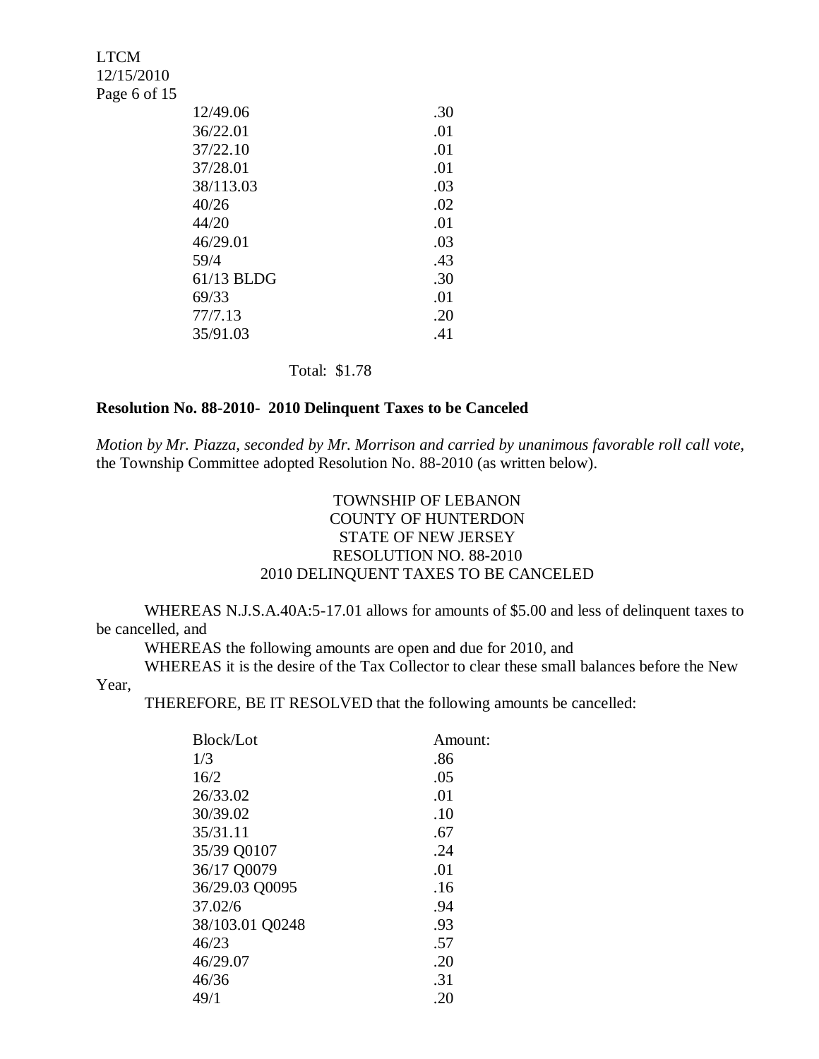| | |
|---|---|
| 12/49.06 | .30 |
| 36/22.01 | .01 |
| 37/22.10 | .01 |
| 37/28.01 | .01 |
| 38/113.03 | .03 |
| 40/26 | .02 |
| 44/20 | .01 |
| 46/29.01 | .03 |
| 59/4 | .43 |
| 61/13 BLDG | .30 |
| 69/33 | .01 |
| 77/7.13 | .20 |
| 35/91.03 | .41 |

Total: $1.78

**Resolution No. 88-2010- 2010 Delinquent Taxes to be Canceled**

*Motion by Mr. Piazza, seconded by Mr. Morrison and carried by unanimous favorable roll call vote,* the Township Committee adopted Resolution No. 88-2010 (as written below).

TOWNSHIP OF LEBANON
COUNTY OF HUNTERDON
STATE OF NEW JERSEY
RESOLUTION NO. 88-2010
2010 DELINQUENT TAXES TO BE CANCELED

WHEREAS N.J.S.A.40A:5-17.01 allows for amounts of $5.00 and less of delinquent taxes to be cancelled, and

WHEREAS the following amounts are open and due for 2010, and

WHEREAS it is the desire of the Tax Collector to clear these small balances before the New Year,

THEREFORE, BE IT RESOLVED that the following amounts be cancelled:

| Block/Lot | Amount: |
|---|---|
| 1/3 | .86 |
| 16/2 | .05 |
| 26/33.02 | .01 |
| 30/39.02 | .10 |
| 35/31.11 | .67 |
| 35/39 Q0107 | .24 |
| 36/17 Q0079 | .01 |
| 36/29.03 Q0095 | .16 |
| 37.02/6 | .94 |
| 38/103.01 Q0248 | .93 |
| 46/23 | .57 |
| 46/29.07 | .20 |
| 46/36 | .31 |
| 49/1 | .20 |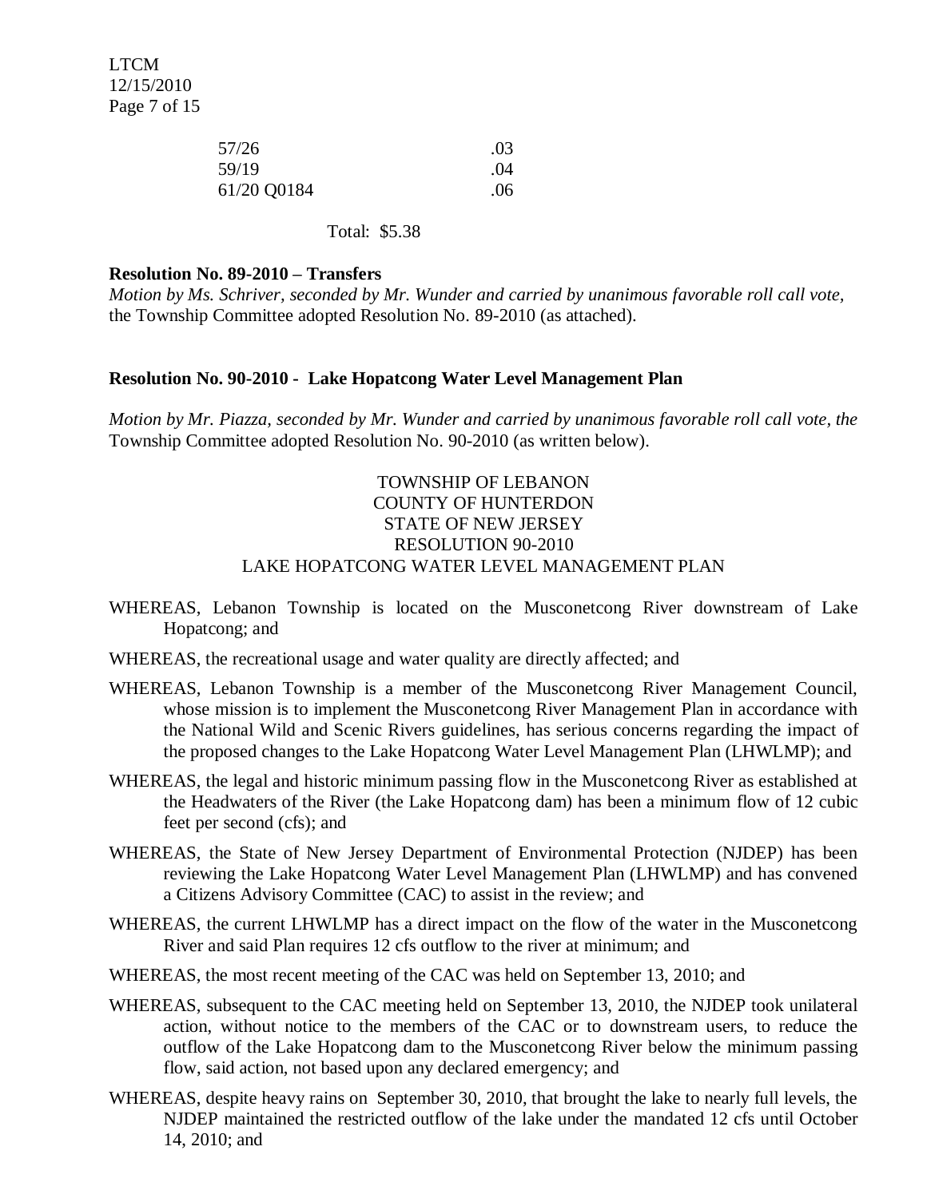| | |
|---|---|
| 57/26 | .03 |
| 59/19 | .04 |
| 61/20 Q0184 | .06 |

Total: $5.38

**Resolution No. 89-2010 – Transfers**

*Motion by Ms. Schriver, seconded by Mr. Wunder and carried by unanimous favorable roll call vote,* the Township Committee adopted Resolution No. 89-2010 (as attached).

**Resolution No. 90-2010 - Lake Hopatcong Water Level Management Plan**

*Motion by Mr. Piazza, seconded by Mr. Wunder and carried by unanimous favorable roll call vote, the* Township Committee adopted Resolution No. 90-2010 (as written below).

TOWNSHIP OF LEBANON
COUNTY OF HUNTERDON
STATE OF NEW JERSEY
RESOLUTION 90-2010
LAKE HOPATCONG WATER LEVEL MANAGEMENT PLAN

WHEREAS, Lebanon Township is located on the Musconetcong River downstream of Lake Hopatcong; and

WHEREAS, the recreational usage and water quality are directly affected; and

WHEREAS, Lebanon Township is a member of the Musconetcong River Management Council, whose mission is to implement the Musconetcong River Management Plan in accordance with the National Wild and Scenic Rivers guidelines, has serious concerns regarding the impact of the proposed changes to the Lake Hopatcong Water Level Management Plan (LHWLMP); and

WHEREAS, the legal and historic minimum passing flow in the Musconetcong River as established at the Headwaters of the River (the Lake Hopatcong dam) has been a minimum flow of 12 cubic feet per second (cfs); and

WHEREAS, the State of New Jersey Department of Environmental Protection (NJDEP) has been reviewing the Lake Hopatcong Water Level Management Plan (LHWLMP) and has convened a Citizens Advisory Committee (CAC) to assist in the review; and

WHEREAS, the current LHWLMP has a direct impact on the flow of the water in the Musconetcong River and said Plan requires 12 cfs outflow to the river at minimum; and

WHEREAS, the most recent meeting of the CAC was held on September 13, 2010; and

WHEREAS, subsequent to the CAC meeting held on September 13, 2010, the NJDEP took unilateral action, without notice to the members of the CAC or to downstream users, to reduce the outflow of the Lake Hopatcong dam to the Musconetcong River below the minimum passing flow, said action, not based upon any declared emergency; and

WHEREAS, despite heavy rains on September 30, 2010, that brought the lake to nearly full levels, the NJDEP maintained the restricted outflow of the lake under the mandated 12 cfs until October 14, 2010; and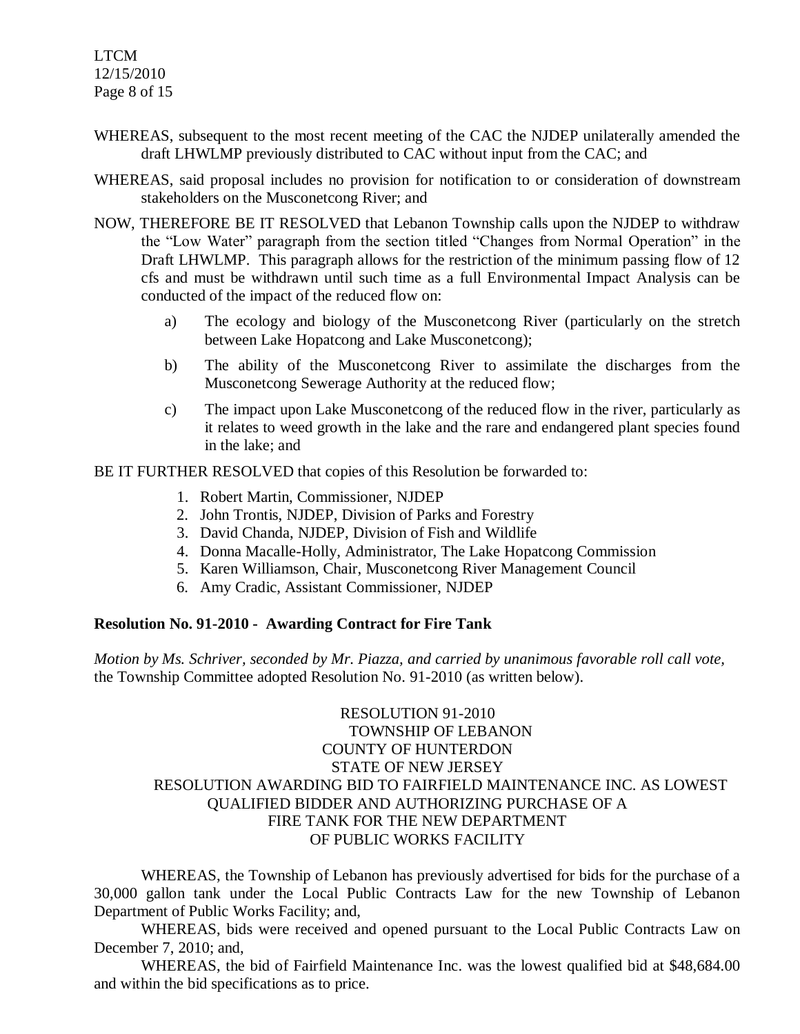WHEREAS, subsequent to the most recent meeting of the CAC the NJDEP unilaterally amended the draft LHWLMP previously distributed to CAC without input from the CAC; and

WHEREAS, said proposal includes no provision for notification to or consideration of downstream stakeholders on the Musconetcong River; and

NOW, THEREFORE BE IT RESOLVED that Lebanon Township calls upon the NJDEP to withdraw the "Low Water" paragraph from the section titled "Changes from Normal Operation" in the Draft LHWLMP. This paragraph allows for the restriction of the minimum passing flow of 12 cfs and must be withdrawn until such time as a full Environmental Impact Analysis can be conducted of the impact of the reduced flow on:

a) The ecology and biology of the Musconetcong River (particularly on the stretch between Lake Hopatcong and Lake Musconetcong);

b) The ability of the Musconetcong River to assimilate the discharges from the Musconetcong Sewerage Authority at the reduced flow;

c) The impact upon Lake Musconetcong of the reduced flow in the river, particularly as it relates to weed growth in the lake and the rare and endangered plant species found in the lake; and

BE IT FURTHER RESOLVED that copies of this Resolution be forwarded to:

1. Robert Martin, Commissioner, NJDEP
2. John Trontis, NJDEP, Division of Parks and Forestry
3. David Chanda, NJDEP, Division of Fish and Wildlife
4. Donna Macalle-Holly, Administrator, The Lake Hopatcong Commission
5. Karen Williamson, Chair, Musconetcong River Management Council
6. Amy Cradic, Assistant Commissioner, NJDEP

**Resolution No. 91-2010 - Awarding Contract for Fire Tank**

*Motion by Ms. Schriver, seconded by Mr. Piazza, and carried by unanimous favorable roll call vote,* the Township Committee adopted Resolution No. 91-2010 (as written below).

RESOLUTION 91-2010
TOWNSHIP OF LEBANON
COUNTY OF HUNTERDON
STATE OF NEW JERSEY
RESOLUTION AWARDING BID TO FAIRFIELD MAINTENANCE INC. AS LOWEST QUALIFIED BIDDER AND AUTHORIZING PURCHASE OF A FIRE TANK FOR THE NEW DEPARTMENT OF PUBLIC WORKS FACILITY

WHEREAS, the Township of Lebanon has previously advertised for bids for the purchase of a 30,000 gallon tank under the Local Public Contracts Law for the new Township of Lebanon Department of Public Works Facility; and,

WHEREAS, bids were received and opened pursuant to the Local Public Contracts Law on December 7, 2010; and,

WHEREAS, the bid of Fairfield Maintenance Inc. was the lowest qualified bid at $48,684.00 and within the bid specifications as to price.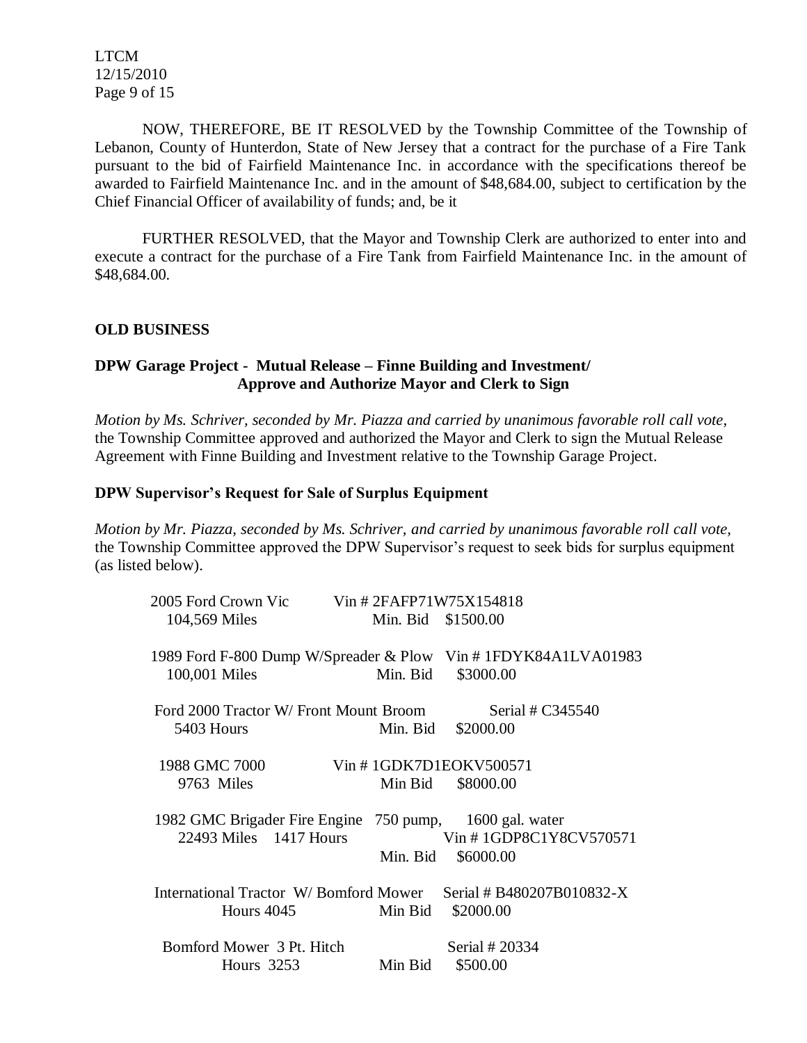NOW, THEREFORE, BE IT RESOLVED by the Township Committee of the Township of Lebanon, County of Hunterdon, State of New Jersey that a contract for the purchase of a Fire Tank pursuant to the bid of Fairfield Maintenance Inc. in accordance with the specifications thereof be awarded to Fairfield Maintenance Inc. and in the amount of $48,684.00, subject to certification by the Chief Financial Officer of availability of funds; and, be it

FURTHER RESOLVED, that the Mayor and Township Clerk are authorized to enter into and execute a contract for the purchase of a Fire Tank from Fairfield Maintenance Inc. in the amount of $48,684.00.

**OLD BUSINESS**

**DPW Garage Project - Mutual Release – Finne Building and Investment/ Approve and Authorize Mayor and Clerk to Sign**

*Motion by Ms. Schriver, seconded by Mr. Piazza and carried by unanimous favorable roll call vote,* the Township Committee approved and authorized the Mayor and Clerk to sign the Mutual Release Agreement with Finne Building and Investment relative to the Township Garage Project.

**DPW Supervisor's Request for Sale of Surplus Equipment**

*Motion by Mr. Piazza, seconded by Ms. Schriver, and carried by unanimous favorable roll call vote,* the Township Committee approved the DPW Supervisor's request to seek bids for surplus equipment (as listed below).

2005 Ford Crown Vic Vin # 2FAFP71W75X154818
104,569 Miles Min. Bid $1500.00

1989 Ford F-800 Dump W/Spreader & Plow Vin # 1FDYK84A1LVA01983
100,001 Miles Min. Bid $3000.00

Ford 2000 Tractor W/ Front Mount Broom Serial # C345540
5403 Hours Min. Bid $2000.00

1988 GMC 7000 Vin # 1GDK7D1EOKV500571
9763 Miles Min Bid $8000.00

1982 GMC Brigader Fire Engine 750 pump, 1600 gal. water
22493 Miles 1417 Hours Vin # 1GDP8C1Y8CV570571
Min. Bid $6000.00

International Tractor W/ Bomford Mower Serial # B480207B010832-X
Hours 4045 Min Bid $2000.00

Bomford Mower 3 Pt. Hitch Serial # 20334
Hours 3253 Min Bid $500.00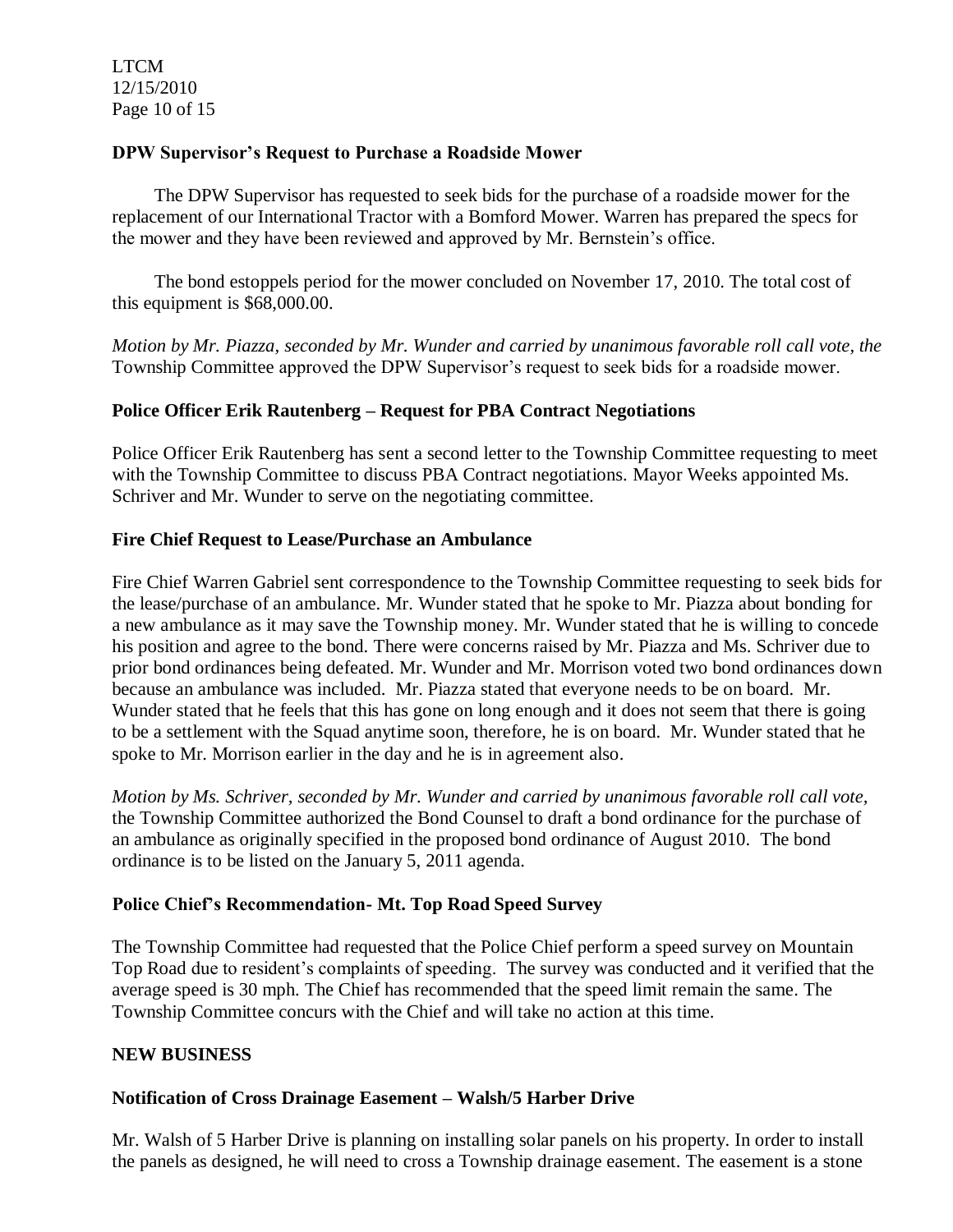**DPW Supervisor's Request to Purchase a Roadside Mower**

The DPW Supervisor has requested to seek bids for the purchase of a roadside mower for the replacement of our International Tractor with a Bomford Mower. Warren has prepared the specs for the mower and they have been reviewed and approved by Mr. Bernstein's office.

The bond estoppels period for the mower concluded on November 17, 2010. The total cost of this equipment is $68,000.00.

*Motion by Mr. Piazza, seconded by Mr. Wunder and carried by unanimous favorable roll call vote, the* Township Committee approved the DPW Supervisor's request to seek bids for a roadside mower.

**Police Officer Erik Rautenberg – Request for PBA Contract Negotiations**

Police Officer Erik Rautenberg has sent a second letter to the Township Committee requesting to meet with the Township Committee to discuss PBA Contract negotiations. Mayor Weeks appointed Ms. Schriver and Mr. Wunder to serve on the negotiating committee.

**Fire Chief Request to Lease/Purchase an Ambulance**

Fire Chief Warren Gabriel sent correspondence to the Township Committee requesting to seek bids for the lease/purchase of an ambulance. Mr. Wunder stated that he spoke to Mr. Piazza about bonding for a new ambulance as it may save the Township money. Mr. Wunder stated that he is willing to concede his position and agree to the bond. There were concerns raised by Mr. Piazza and Ms. Schriver due to prior bond ordinances being defeated. Mr. Wunder and Mr. Morrison voted two bond ordinances down because an ambulance was included. Mr. Piazza stated that everyone needs to be on board. Mr. Wunder stated that he feels that this has gone on long enough and it does not seem that there is going to be a settlement with the Squad anytime soon, therefore, he is on board. Mr. Wunder stated that he spoke to Mr. Morrison earlier in the day and he is in agreement also.

*Motion by Ms. Schriver, seconded by Mr. Wunder and carried by unanimous favorable roll call vote,* the Township Committee authorized the Bond Counsel to draft a bond ordinance for the purchase of an ambulance as originally specified in the proposed bond ordinance of August 2010. The bond ordinance is to be listed on the January 5, 2011 agenda.

**Police Chief's Recommendation- Mt. Top Road Speed Survey**

The Township Committee had requested that the Police Chief perform a speed survey on Mountain Top Road due to resident's complaints of speeding. The survey was conducted and it verified that the average speed is 30 mph. The Chief has recommended that the speed limit remain the same. The Township Committee concurs with the Chief and will take no action at this time.

**NEW BUSINESS**

**Notification of Cross Drainage Easement – Walsh/5 Harber Drive**

Mr. Walsh of 5 Harber Drive is planning on installing solar panels on his property. In order to install the panels as designed, he will need to cross a Township drainage easement. The easement is a stone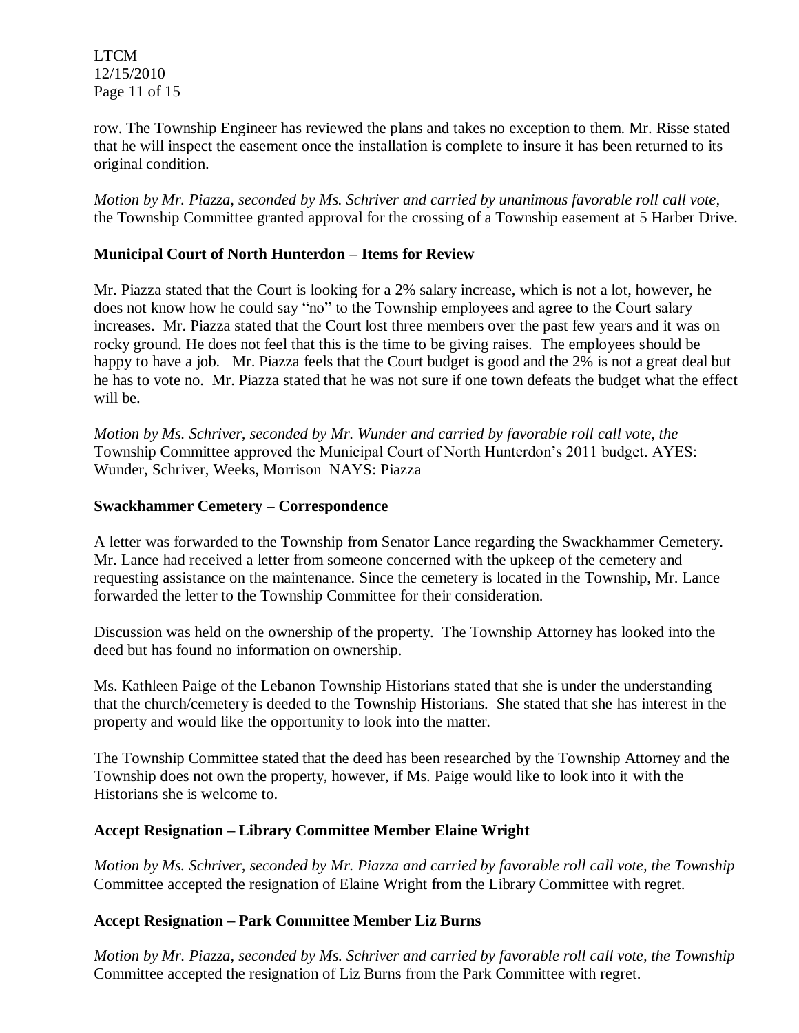row. The Township Engineer has reviewed the plans and takes no exception to them. Mr. Risse stated that he will inspect the easement once the installation is complete to insure it has been returned to its original condition.

*Motion by Mr. Piazza, seconded by Ms. Schriver and carried by unanimous favorable roll call vote,* the Township Committee granted approval for the crossing of a Township easement at 5 Harber Drive.

**Municipal Court of North Hunterdon – Items for Review**

Mr. Piazza stated that the Court is looking for a 2% salary increase, which is not a lot, however, he does not know how he could say "no" to the Township employees and agree to the Court salary increases. Mr. Piazza stated that the Court lost three members over the past few years and it was on rocky ground. He does not feel that this is the time to be giving raises. The employees should be happy to have a job. Mr. Piazza feels that the Court budget is good and the 2% is not a great deal but he has to vote no. Mr. Piazza stated that he was not sure if one town defeats the budget what the effect will be.

*Motion by Ms. Schriver, seconded by Mr. Wunder and carried by favorable roll call vote, the* Township Committee approved the Municipal Court of North Hunterdon's 2011 budget. AYES: Wunder, Schriver, Weeks, Morrison NAYS: Piazza

**Swackhammer Cemetery – Correspondence**

A letter was forwarded to the Township from Senator Lance regarding the Swackhammer Cemetery. Mr. Lance had received a letter from someone concerned with the upkeep of the cemetery and requesting assistance on the maintenance. Since the cemetery is located in the Township, Mr. Lance forwarded the letter to the Township Committee for their consideration.

Discussion was held on the ownership of the property. The Township Attorney has looked into the deed but has found no information on ownership.

Ms. Kathleen Paige of the Lebanon Township Historians stated that she is under the understanding that the church/cemetery is deeded to the Township Historians. She stated that she has interest in the property and would like the opportunity to look into the matter.

The Township Committee stated that the deed has been researched by the Township Attorney and the Township does not own the property, however, if Ms. Paige would like to look into it with the Historians she is welcome to.

**Accept Resignation – Library Committee Member Elaine Wright**

*Motion by Ms. Schriver, seconded by Mr. Piazza and carried by favorable roll call vote, the Township* Committee accepted the resignation of Elaine Wright from the Library Committee with regret.

**Accept Resignation – Park Committee Member Liz Burns**

*Motion by Mr. Piazza, seconded by Ms. Schriver and carried by favorable roll call vote, the Township* Committee accepted the resignation of Liz Burns from the Park Committee with regret.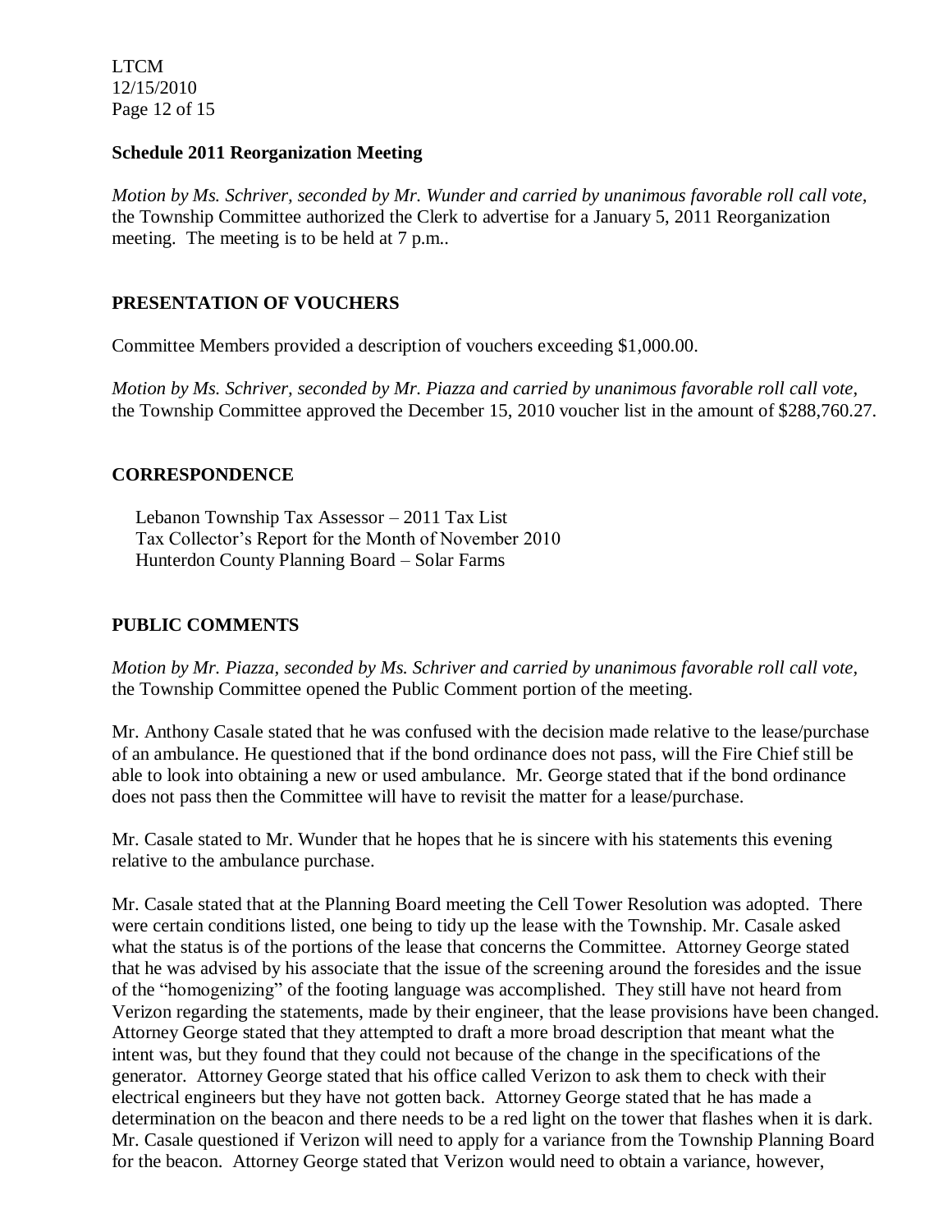**Schedule 2011 Reorganization Meeting**

*Motion by Ms. Schriver, seconded by Mr. Wunder and carried by unanimous favorable roll call vote,* the Township Committee authorized the Clerk to advertise for a January 5, 2011 Reorganization meeting. The meeting is to be held at 7 p.m..

## PRESENTATION OF VOUCHERS

Committee Members provided a description of vouchers exceeding $1,000.00.

*Motion by Ms. Schriver, seconded by Mr. Piazza and carried by unanimous favorable roll call vote,* the Township Committee approved the December 15, 2010 voucher list in the amount of $288,760.27.

## CORRESPONDENCE

Lebanon Township Tax Assessor – 2011 Tax List
Tax Collector's Report for the Month of November 2010
Hunterdon County Planning Board – Solar Farms

## PUBLIC COMMENTS

*Motion by Mr. Piazza, seconded by Ms. Schriver and carried by unanimous favorable roll call vote,* the Township Committee opened the Public Comment portion of the meeting.

Mr. Anthony Casale stated that he was confused with the decision made relative to the lease/purchase of an ambulance. He questioned that if the bond ordinance does not pass, will the Fire Chief still be able to look into obtaining a new or used ambulance. Mr. George stated that if the bond ordinance does not pass then the Committee will have to revisit the matter for a lease/purchase.

Mr. Casale stated to Mr. Wunder that he hopes that he is sincere with his statements this evening relative to the ambulance purchase.

Mr. Casale stated that at the Planning Board meeting the Cell Tower Resolution was adopted. There were certain conditions listed, one being to tidy up the lease with the Township. Mr. Casale asked what the status is of the portions of the lease that concerns the Committee. Attorney George stated that he was advised by his associate that the issue of the screening around the foresides and the issue of the "homogenizing" of the footing language was accomplished. They still have not heard from Verizon regarding the statements, made by their engineer, that the lease provisions have been changed. Attorney George stated that they attempted to draft a more broad description that meant what the intent was, but they found that they could not because of the change in the specifications of the generator. Attorney George stated that his office called Verizon to ask them to check with their electrical engineers but they have not gotten back. Attorney George stated that he has made a determination on the beacon and there needs to be a red light on the tower that flashes when it is dark. Mr. Casale questioned if Verizon will need to apply for a variance from the Township Planning Board for the beacon. Attorney George stated that Verizon would need to obtain a variance, however,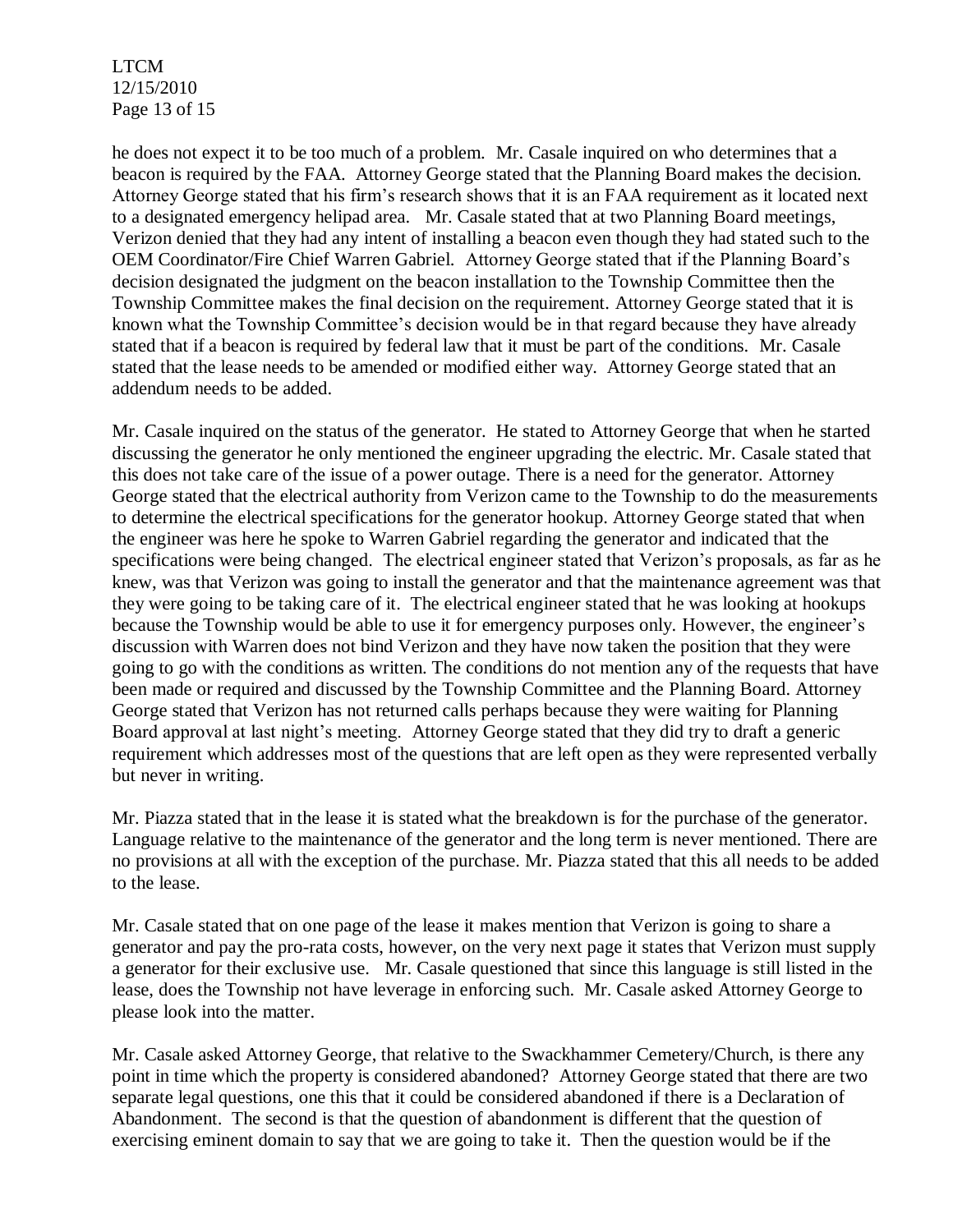he does not expect it to be too much of a problem. Mr. Casale inquired on who determines that a beacon is required by the FAA. Attorney George stated that the Planning Board makes the decision. Attorney George stated that his firm's research shows that it is an FAA requirement as it located next to a designated emergency helipad area. Mr. Casale stated that at two Planning Board meetings, Verizon denied that they had any intent of installing a beacon even though they had stated such to the OEM Coordinator/Fire Chief Warren Gabriel. Attorney George stated that if the Planning Board's decision designated the judgment on the beacon installation to the Township Committee then the Township Committee makes the final decision on the requirement. Attorney George stated that it is known what the Township Committee's decision would be in that regard because they have already stated that if a beacon is required by federal law that it must be part of the conditions. Mr. Casale stated that the lease needs to be amended or modified either way. Attorney George stated that an addendum needs to be added.

Mr. Casale inquired on the status of the generator. He stated to Attorney George that when he started discussing the generator he only mentioned the engineer upgrading the electric. Mr. Casale stated that this does not take care of the issue of a power outage. There is a need for the generator. Attorney George stated that the electrical authority from Verizon came to the Township to do the measurements to determine the electrical specifications for the generator hookup. Attorney George stated that when the engineer was here he spoke to Warren Gabriel regarding the generator and indicated that the specifications were being changed. The electrical engineer stated that Verizon's proposals, as far as he knew, was that Verizon was going to install the generator and that the maintenance agreement was that they were going to be taking care of it. The electrical engineer stated that he was looking at hookups because the Township would be able to use it for emergency purposes only. However, the engineer's discussion with Warren does not bind Verizon and they have now taken the position that they were going to go with the conditions as written. The conditions do not mention any of the requests that have been made or required and discussed by the Township Committee and the Planning Board. Attorney George stated that Verizon has not returned calls perhaps because they were waiting for Planning Board approval at last night's meeting. Attorney George stated that they did try to draft a generic requirement which addresses most of the questions that are left open as they were represented verbally but never in writing.

Mr. Piazza stated that in the lease it is stated what the breakdown is for the purchase of the generator. Language relative to the maintenance of the generator and the long term is never mentioned. There are no provisions at all with the exception of the purchase. Mr. Piazza stated that this all needs to be added to the lease.

Mr. Casale stated that on one page of the lease it makes mention that Verizon is going to share a generator and pay the pro-rata costs, however, on the very next page it states that Verizon must supply a generator for their exclusive use. Mr. Casale questioned that since this language is still listed in the lease, does the Township not have leverage in enforcing such. Mr. Casale asked Attorney George to please look into the matter.

Mr. Casale asked Attorney George, that relative to the Swackhammer Cemetery/Church, is there any point in time which the property is considered abandoned? Attorney George stated that there are two separate legal questions, one this that it could be considered abandoned if there is a Declaration of Abandonment. The second is that the question of abandonment is different that the question of exercising eminent domain to say that we are going to take it. Then the question would be if the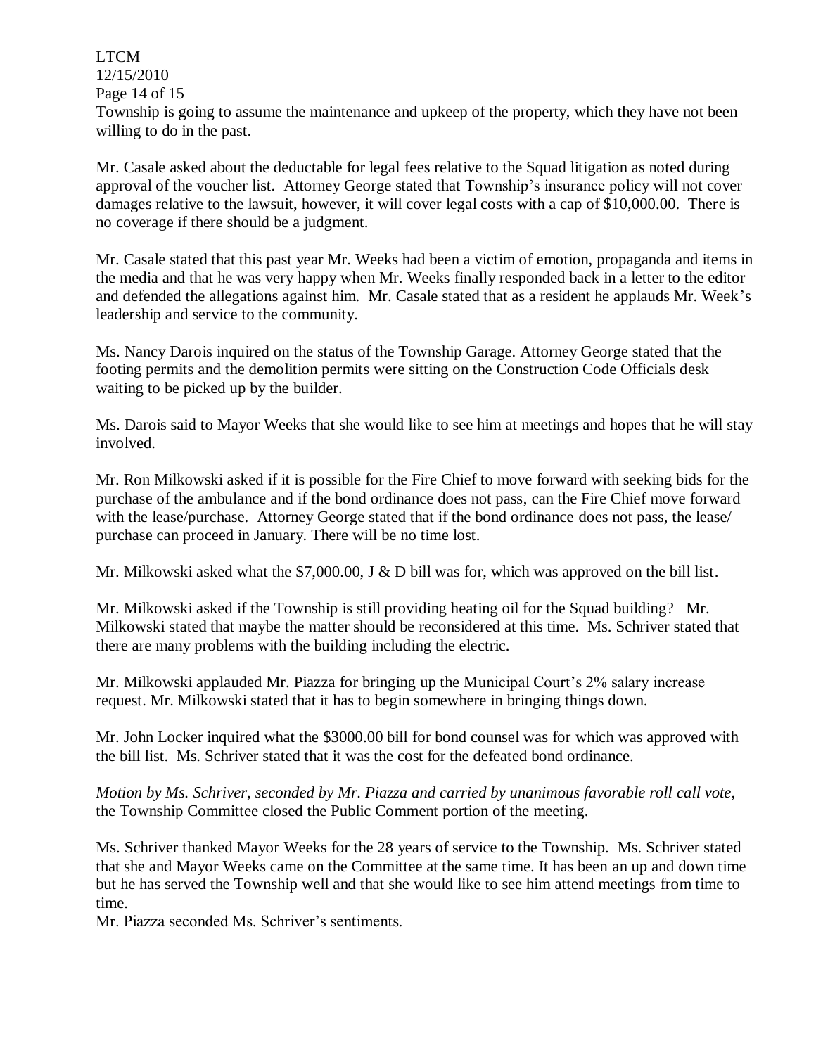Township is going to assume the maintenance and upkeep of the property, which they have not been willing to do in the past.

Mr. Casale asked about the deductable for legal fees relative to the Squad litigation as noted during approval of the voucher list. Attorney George stated that Township's insurance policy will not cover damages relative to the lawsuit, however, it will cover legal costs with a cap of $10,000.00. There is no coverage if there should be a judgment.

Mr. Casale stated that this past year Mr. Weeks had been a victim of emotion, propaganda and items in the media and that he was very happy when Mr. Weeks finally responded back in a letter to the editor and defended the allegations against him. Mr. Casale stated that as a resident he applauds Mr. Week's leadership and service to the community.

Ms. Nancy Darois inquired on the status of the Township Garage. Attorney George stated that the footing permits and the demolition permits were sitting on the Construction Code Officials desk waiting to be picked up by the builder.

Ms. Darois said to Mayor Weeks that she would like to see him at meetings and hopes that he will stay involved.

Mr. Ron Milkowski asked if it is possible for the Fire Chief to move forward with seeking bids for the purchase of the ambulance and if the bond ordinance does not pass, can the Fire Chief move forward with the lease/purchase. Attorney George stated that if the bond ordinance does not pass, the lease/ purchase can proceed in January. There will be no time lost.

Mr. Milkowski asked what the $7,000.00, J & D bill was for, which was approved on the bill list.

Mr. Milkowski asked if the Township is still providing heating oil for the Squad building? Mr. Milkowski stated that maybe the matter should be reconsidered at this time. Ms. Schriver stated that there are many problems with the building including the electric.

Mr. Milkowski applauded Mr. Piazza for bringing up the Municipal Court's 2% salary increase request. Mr. Milkowski stated that it has to begin somewhere in bringing things down.

Mr. John Locker inquired what the $3000.00 bill for bond counsel was for which was approved with the bill list. Ms. Schriver stated that it was the cost for the defeated bond ordinance.

*Motion by Ms. Schriver, seconded by Mr. Piazza and carried by unanimous favorable roll call vote,* the Township Committee closed the Public Comment portion of the meeting.

Ms. Schriver thanked Mayor Weeks for the 28 years of service to the Township. Ms. Schriver stated that she and Mayor Weeks came on the Committee at the same time. It has been an up and down time but he has served the Township well and that she would like to see him attend meetings from time to time.
Mr. Piazza seconded Ms. Schriver's sentiments.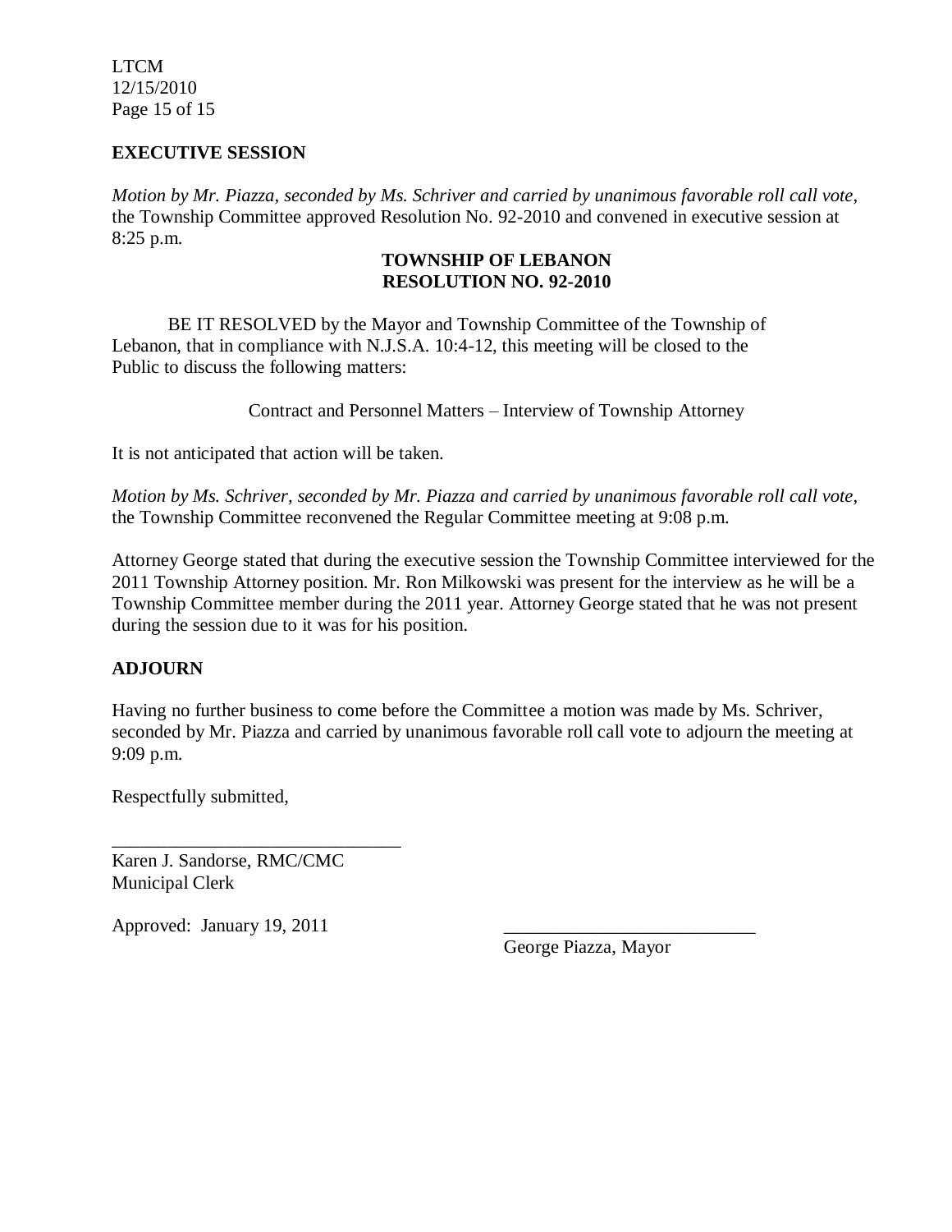## EXECUTIVE SESSION

*Motion by Mr. Piazza, seconded by Ms. Schriver and carried by unanimous favorable roll call vote,* the Township Committee approved Resolution No. 92-2010 and convened in executive session at 8:25 p.m.

**TOWNSHIP OF LEBANON**
**RESOLUTION NO. 92-2010**

BE IT RESOLVED by the Mayor and Township Committee of the Township of Lebanon, that in compliance with N.J.S.A. 10:4-12, this meeting will be closed to the Public to discuss the following matters:

Contract and Personnel Matters – Interview of Township Attorney

It is not anticipated that action will be taken.

*Motion by Ms. Schriver, seconded by Mr. Piazza and carried by unanimous favorable roll call vote,* the Township Committee reconvened the Regular Committee meeting at 9:08 p.m.

Attorney George stated that during the executive session the Township Committee interviewed for the 2011 Township Attorney position. Mr. Ron Milkowski was present for the interview as he will be a Township Committee member during the 2011 year. Attorney George stated that he was not present during the session due to it was for his position.

## ADJOURN

Having no further business to come before the Committee a motion was made by Ms. Schriver, seconded by Mr. Piazza and carried by unanimous favorable roll call vote to adjourn the meeting at 9:09 p.m.

Respectfully submitted,

______________________________
Karen J. Sandorse, RMC/CMC
Municipal Clerk

Approved: January 19, 2011

______________________________
George Piazza, Mayor